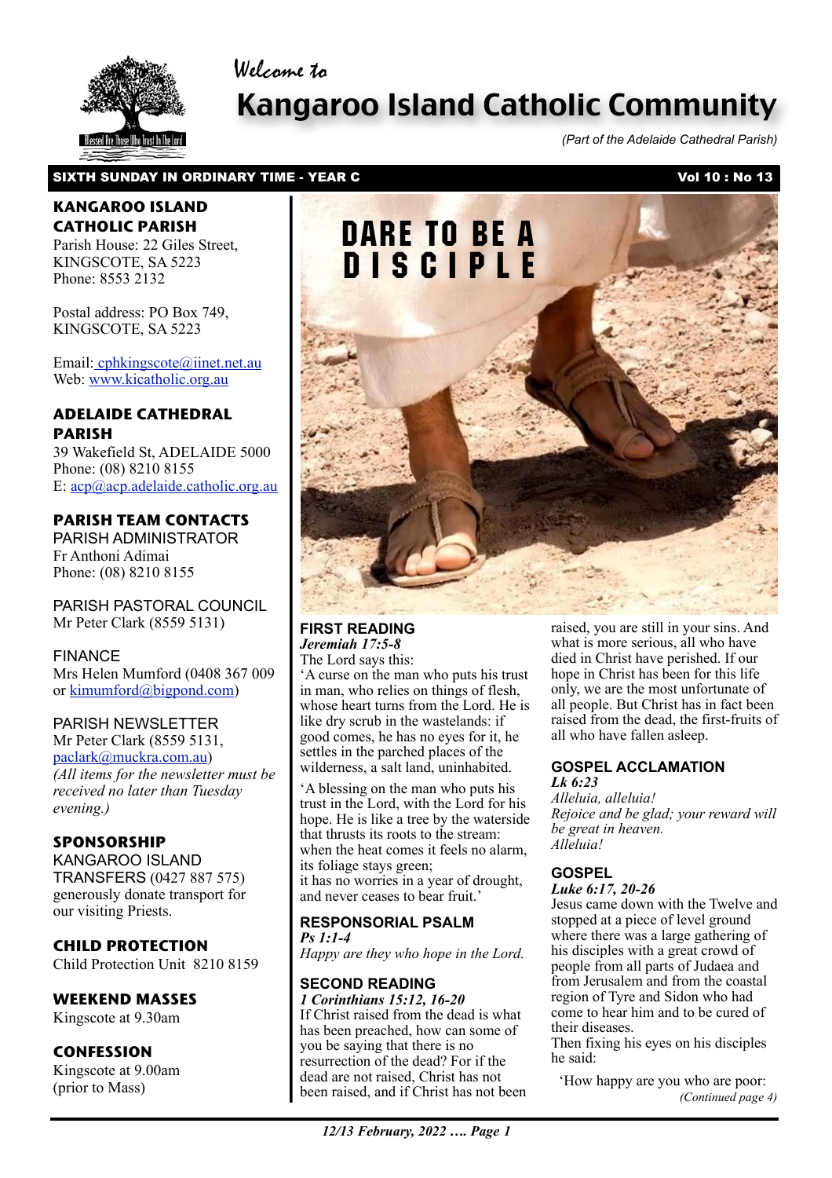Welcome to

# Kangaroo Island Catholic Community

*(Part of the Adelaide Cathedral Parish)*

**SIXTH SUNDAY IN ORDINARY TIME - YEAR C** **Vol 10 : No 13**

### KANGAROO ISLAND CATHOLIC PARISH

Parish House: 22 Giles Street, KINGSCOTE, SA 5223
Phone: 8553 2132

Postal address: PO Box 749, KINGSCOTE, SA 5223

Email: cphkingscote@iinet.net.au
Web: www.kicatholic.org.au

### ADELAIDE CATHEDRAL PARISH

39 Wakefield St, ADELAIDE 5000
Phone: (08) 8210 8155
E: acp@acp.adelaide.catholic.org.au

### PARISH TEAM CONTACTS

PARISH ADMINISTRATOR
Fr Anthoni Adimai
Phone: (08) 8210 8155

PARISH PASTORAL COUNCIL
Mr Peter Clark (8559 5131)

FINANCE
Mrs Helen Mumford (0408 367 009 or kimumford@bigpond.com)

PARISH NEWSLETTER
Mr Peter Clark (8559 5131, paclark@muckra.com.au)
*(All items for the newsletter must be received no later than Tuesday evening.)*

### SPONSORSHIP

KANGAROO ISLAND TRANSFERS (0427 887 575) generously donate transport for our visiting Priests.

### CHILD PROTECTION

Child Protection Unit 8210 8159

### WEEKEND MASSES

Kingscote at 9.30am

### CONFESSION

Kingscote at 9.00am (prior to Mass)

## DARE TO BE A DISCIPLE

### FIRST READING

***Jeremiah 17:5-8***

The Lord says this:
'A curse on the man who puts his trust in man, who relies on things of flesh, whose heart turns from the Lord. He is like dry scrub in the wastelands: if good comes, he has no eyes for it, he settles in the parched places of the wilderness, a salt land, uninhabited.

'A blessing on the man who puts his trust in the Lord, with the Lord for his hope. He is like a tree by the waterside that thrusts its roots to the stream: when the heat comes it feels no alarm, its foliage stays green;
it has no worries in a year of drought, and never ceases to bear fruit.'

### RESPONSORIAL PSALM

***Ps 1:1-4***

*Happy are they who hope in the Lord.*

### SECOND READING

***1 Corinthians 15:12, 16-20***

If Christ raised from the dead is what has been preached, how can some of you be saying that there is no resurrection of the dead? For if the dead are not raised, Christ has not been raised, and if Christ has not been raised, you are still in your sins. And what is more serious, all who have died in Christ have perished. If our hope in Christ has been for this life only, we are the most unfortunate of all people. But Christ has in fact been raised from the dead, the first-fruits of all who have fallen asleep.

### GOSPEL ACCLAMATION

***Lk 6:23***

*Alleluia, alleluia!*
*Rejoice and be glad; your reward will be great in heaven.*
*Alleluia!*

### GOSPEL

***Luke 6:17, 20-26***

Jesus came down with the Twelve and stopped at a piece of level ground where there was a large gathering of his disciples with a great crowd of people from all parts of Judaea and from Jerusalem and from the coastal region of Tyre and Sidon who had come to hear him and to be cured of their diseases.
Then fixing his eyes on his disciples he said:

'How happy are you who are poor:
*(Continued page 4)*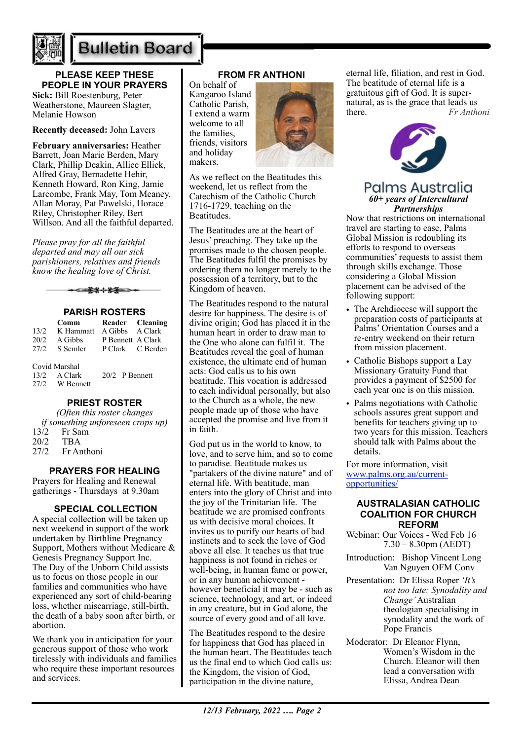# Bulletin Board

## PLEASE KEEP THESE PEOPLE IN YOUR PRAYERS

**Sick:** Bill Roestenburg, Peter Weatherstone, Maureen Slagter, Melanie Howson

**Recently deceased:** John Lavers

**February anniversaries:** Heather Barrett, Joan Marie Berden, Mary Clark, Phillip Deakin, Allice Ellick, Alfred Gray, Bernadette Hehir, Kenneth Howard, Ron King, Jamie Larcombe, Frank May, Tom Meaney, Allan Moray, Pat Pawelski, Horace Riley, Christopher Riley, Bert Willson. And all the faithful departed.

*Please pray for all the faithful departed and may all our sick parishioners, relatives and friends know the healing love of Christ.*

## PARISH ROSTERS

| | Comm | Reader | Cleaning |
|---|---|---|---|
| 13/2 | K Hammatt | A Gibbs | A Clark |
| 20/2 | A Gibbs | P Bennett | A Clark |
| 27/2 | S Semler | P Clark | C Berden |

Covid Marshal

| | | | |
|---|---|---|---|
| 13/2 | A Clark | 20/2 | P Bennett |
| 27/2 | W Bennett | | |

## PRIEST ROSTER

*(Often this roster changes if something unforeseen crops up)*

13/2 Fr Sam
20/2 TBA
27/2 Fr Anthoni

## PRAYERS FOR HEALING

Prayers for Healing and Renewal gatherings - Thursdays at 9.30am

## SPECIAL COLLECTION

A special collection will be taken up next weekend in support of the work undertaken by Birthline Pregnancy Support, Mothers without Medicare & Genesis Pregnancy Support Inc. The Day of the Unborn Child assists us to focus on those people in our families and communities who have experienced any sort of child-bearing loss, whether miscarriage, still-birth, the death of a baby soon after birth, or abortion.

We thank you in anticipation for your generous support of those who work tirelessly with individuals and families who require these important resources and services.

## FROM FR ANTHONI

On behalf of Kangaroo Island Catholic Parish, I extend a warm welcome to all the families, friends, visitors and holiday makers.

As we reflect on the Beatitudes this weekend, let us reflect from the Catechism of the Catholic Church 1716-1729, teaching on the Beatitudes.

The Beatitudes are at the heart of Jesus' preaching. They take up the promises made to the chosen people. The Beatitudes fulfil the promises by ordering them no longer merely to the possession of a territory, but to the Kingdom of heaven.

The Beatitudes respond to the natural desire for happiness. The desire is of divine origin; God has placed it in the human heart in order to draw man to the One who alone can fulfil it. The Beatitudes reveal the goal of human existence, the ultimate end of human acts: God calls us to his own beatitude. This vocation is addressed to each individual personally, but also to the Church as a whole, the new people made up of those who have accepted the promise and live from it in faith.

God put us in the world to know, to love, and to serve him, and so to come to paradise. Beatitude makes us "partakers of the divine nature" and of eternal life. With beatitude, man enters into the glory of Christ and into the joy of the Trinitarian life. The beatitude we are promised confronts us with decisive moral choices. It invites us to purify our hearts of bad instincts and to seek the love of God above all else. It teaches us that true happiness is not found in riches or well-being, in human fame or power, or in any human achievement - however beneficial it may be - such as science, technology, and art, or indeed in any creature, but in God alone, the source of every good and of all love.

The Beatitudes respond to the desire for happiness that God has placed in the human heart. The Beatitudes teach us the final end to which God calls us: the Kingdom, the vision of God, participation in the divine nature, eternal life, filiation, and rest in God. The beatitude of eternal life is a gratuitous gift of God. It is supernatural, as is the grace that leads us there.

*Fr Anthoni*

## Palms Australia

***60+ years of Intercultural Partnerships***

Now that restrictions on international travel are starting to ease, Palms Global Mission is redoubling its efforts to respond to overseas communities' requests to assist them through skills exchange. Those considering a Global Mission placement can be advised of the following support:

- The Archdiocese will support the preparation costs of participants at Palms' Orientation Courses and a re-entry weekend on their return from mission placement.
- Catholic Bishops support a Lay Missionary Gratuity Fund that provides a payment of $2500 for each year one is on this mission.
- Palms negotiations with Catholic schools assures great support and benefits for teachers giving up to two years for this mission. Teachers should talk with Palms about the details.

For more information, visit www.palms.org.au/current-opportunities/

## AUSTRALASIAN CATHOLIC COALITION FOR CHURCH REFORM

Webinar: Our Voices - Wed Feb 16 7.30 – 8.30pm (AEDT)

Introduction: Bishop Vincent Long Van Nguyen OFM Conv

Presentation: Dr Elissa Roper *'It's not too late: Synodality and Change'* Australian theologian specialising in synodality and the work of Pope Francis

Moderator: Dr Eleanor Flynn, Women's Wisdom in the Church. Eleanor will then lead a conversation with Elissa, Andrea Dean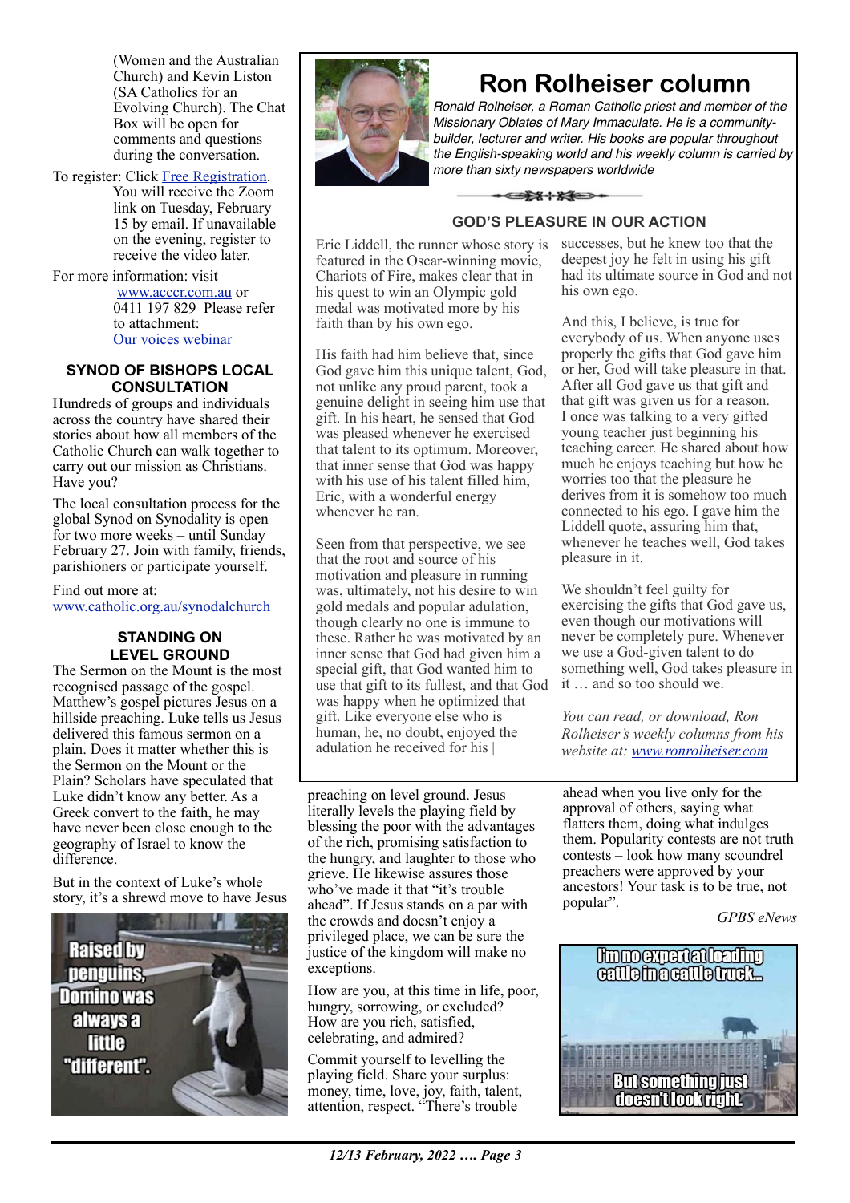(Women and the Australian Church) and Kevin Liston (SA Catholics for an Evolving Church). The Chat Box will be open for comments and questions during the conversation.

To register: Click Free Registration. You will receive the Zoom link on Tuesday, February 15 by email. If unavailable on the evening, register to receive the video later.

For more information: visit www.acccr.com.au or 0411 197 829 Please refer to attachment: Our voices webinar

### SYNOD OF BISHOPS LOCAL CONSULTATION

Hundreds of groups and individuals across the country have shared their stories about how all members of the Catholic Church can walk together to carry out our mission as Christians. Have you?

The local consultation process for the global Synod on Synodality is open for two more weeks – until Sunday February 27. Join with family, friends, parishioners or participate yourself.

Find out more at: www.catholic.org.au/synodalchurch

### STANDING ON LEVEL GROUND

The Sermon on the Mount is the most recognised passage of the gospel. Matthew's gospel pictures Jesus on a hillside preaching. Luke tells us Jesus delivered this famous sermon on a plain. Does it matter whether this is the Sermon on the Mount or the Plain? Scholars have speculated that Luke didn't know any better. As a Greek convert to the faith, he may have never been close enough to the geography of Israel to know the difference.

But in the context of Luke's whole story, it's a shrewd move to have Jesus preaching on level ground. Jesus literally levels the playing field by blessing the poor with the advantages of the rich, promising satisfaction to the hungry, and laughter to those who grieve. He likewise assures those who've made it that "it's trouble ahead". If Jesus stands on a par with the crowds and doesn't enjoy a privileged place, we can be sure the justice of the kingdom will make no exceptions.

How are you, at this time in life, poor, hungry, sorrowing, or excluded? How are you rich, satisfied, celebrating, and admired?

Commit yourself to levelling the playing field. Share your surplus: money, time, love, joy, faith, talent, attention, respect. "There's trouble ahead when you live only for the approval of others, saying what flatters them, doing what indulges them. Popularity contests are not truth contests – look how many scoundrel preachers were approved by your ancestors! Your task is to be true, not popular".

*GPBS eNews*

## Ron Rolheiser column

*Ronald Rolheiser, a Roman Catholic priest and member of the Missionary Oblates of Mary Immaculate. He is a community-builder, lecturer and writer. His books are popular throughout the English-speaking world and his weekly column is carried by more than sixty newspapers worldwide*

### GOD'S PLEASURE IN OUR ACTION

Eric Liddell, the runner whose story is featured in the Oscar-winning movie, Chariots of Fire, makes clear that in his quest to win an Olympic gold medal was motivated more by his faith than by his own ego.

His faith had him believe that, since God gave him this unique talent, God, not unlike any proud parent, took a genuine delight in seeing him use that gift. In his heart, he sensed that God was pleased whenever he exercised that talent to its optimum. Moreover, that inner sense that God was happy with his use of his talent filled him, Eric, with a wonderful energy whenever he ran.

Seen from that perspective, we see that the root and source of his motivation and pleasure in running was, ultimately, not his desire to win gold medals and popular adulation, though clearly no one is immune to these. Rather he was motivated by an inner sense that God had given him a special gift, that God wanted him to use that gift to its fullest, and that God was happy when he optimized that gift. Like everyone else who is human, he, no doubt, enjoyed the adulation he received for his successes, but he knew too that the deepest joy he felt in using his gift had its ultimate source in God and not his own ego.

And this, I believe, is true for everybody of us. When anyone uses properly the gifts that God gave him or her, God will take pleasure in that. After all God gave us that gift and that gift was given us for a reason. I once was talking to a very gifted young teacher just beginning his teaching career. He shared about how much he enjoys teaching but how he worries too that the pleasure he derives from it is somehow too much connected to his ego. I gave him the Liddell quote, assuring him that, whenever he teaches well, God takes pleasure in it.

We shouldn't feel guilty for exercising the gifts that God gave us, even though our motivations will never be completely pure. Whenever we use a God-given talent to do something well, God takes pleasure in it … and so too should we.

*You can read, or download, Ron Rolheiser's weekly columns from his website at: www.ronrolheiser.com*

Raised by penguins, Domino was always a little "different".

I'm no expert at loading cattle in a cattle truck... But something just doesn't look right.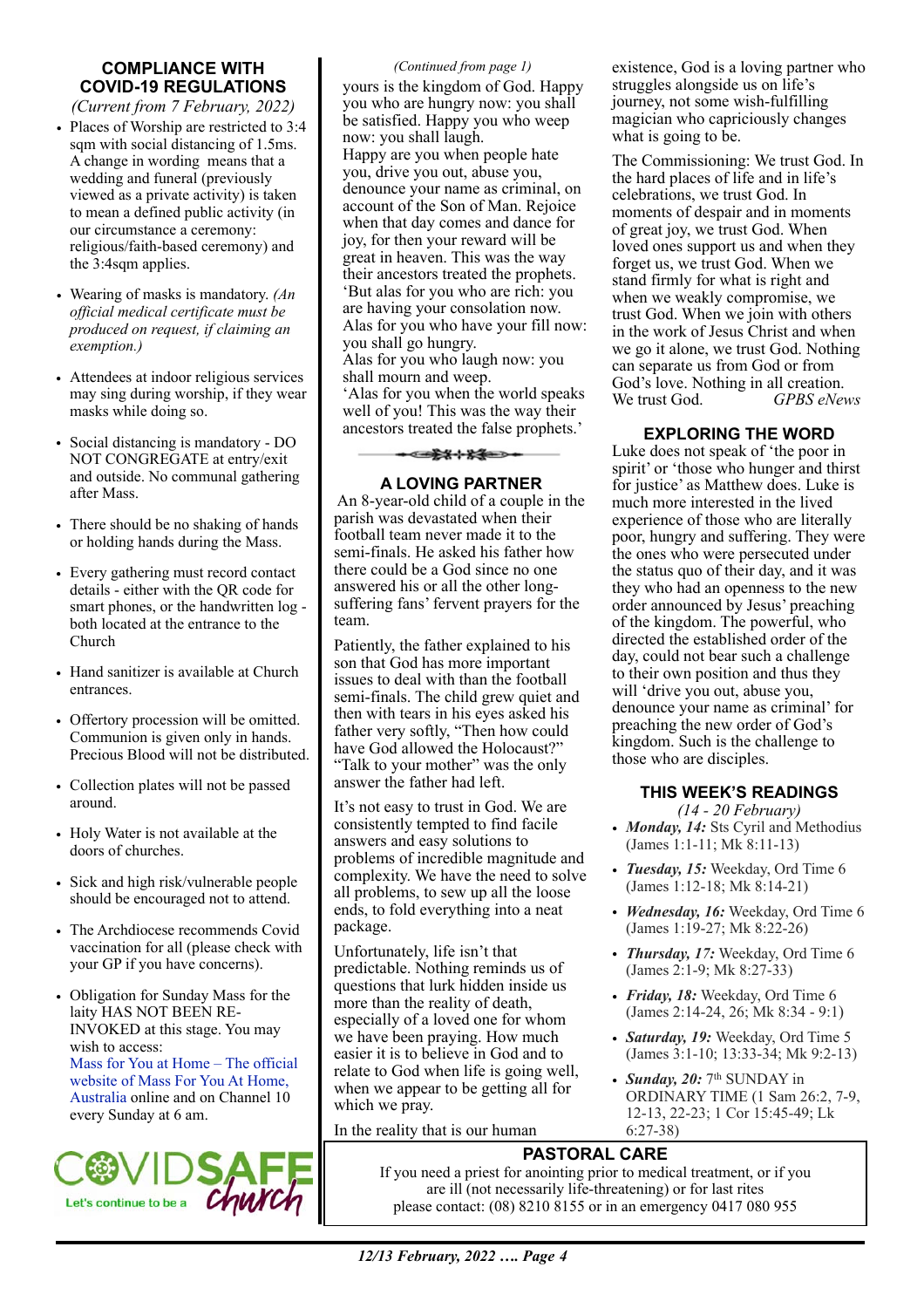## COMPLIANCE WITH COVID-19 REGULATIONS

*(Current from 7 February, 2022)*

- Places of Worship are restricted to 3:4 sqm with social distancing of 1.5ms. A change in wording means that a wedding and funeral (previously viewed as a private activity) is taken to mean a defined public activity (in our circumstance a ceremony: religious/faith-based ceremony) and the 3:4sqm applies.
- Wearing of masks is mandatory. *(An official medical certificate must be produced on request, if claiming an exemption.)*
- Attendees at indoor religious services may sing during worship, if they wear masks while doing so.
- Social distancing is mandatory - DO NOT CONGREGATE at entry/exit and outside. No communal gathering after Mass.
- There should be no shaking of hands or holding hands during the Mass.
- Every gathering must record contact details - either with the QR code for smart phones, or the handwritten log - both located at the entrance to the Church
- Hand sanitizer is available at Church entrances.
- Offertory procession will be omitted. Communion is given only in hands. Precious Blood will not be distributed.
- Collection plates will not be passed around.
- Holy Water is not available at the doors of churches.
- Sick and high risk/vulnerable people should be encouraged not to attend.
- The Archdiocese recommends Covid vaccination for all (please check with your GP if you have concerns).
- Obligation for Sunday Mass for the laity HAS NOT BEEN RE-INVOKED at this stage. You may wish to access: Mass for You at Home – The official website of Mass For You At Home, Australia online and on Channel 10 every Sunday at 6 am.

COVIDSAFE church — Let's continue to be a

*(Continued from page 1)*

yours is the kingdom of God. Happy you who are hungry now: you shall be satisfied. Happy you who weep now: you shall laugh.
Happy are you when people hate you, drive you out, abuse you, denounce your name as criminal, on account of the Son of Man. Rejoice when that day comes and dance for joy, for then your reward will be great in heaven. This was the way their ancestors treated the prophets.
'But alas for you who are rich: you are having your consolation now.
Alas for you who have your fill now: you shall go hungry.
Alas for you who laugh now: you shall mourn and weep.
'Alas for you when the world speaks well of you! This was the way their ancestors treated the false prophets.'

## A LOVING PARTNER

An 8-year-old child of a couple in the parish was devastated when their football team never made it to the semi-finals. He asked his father how there could be a God since no one answered his or all the other long-suffering fans' fervent prayers for the team.

Patiently, the father explained to his son that God has more important issues to deal with than the football semi-finals. The child grew quiet and then with tears in his eyes asked his father very softly, "Then how could have God allowed the Holocaust?" "Talk to your mother" was the only answer the father had left.

It's not easy to trust in God. We are consistently tempted to find facile answers and easy solutions to problems of incredible magnitude and complexity. We have the need to solve all problems, to sew up all the loose ends, to fold everything into a neat package.

Unfortunately, life isn't that predictable. Nothing reminds us of questions that lurk hidden inside us more than the reality of death, especially of a loved one for whom we have been praying. How much easier it is to believe in God and to relate to God when life is going well, when we appear to be getting all for which we pray.

In the reality that is our human existence, God is a loving partner who struggles alongside us on life's journey, not some wish-fulfilling magician who capriciously changes what is going to be.

The Commissioning: We trust God. In the hard places of life and in life's celebrations, we trust God. In moments of despair and in moments of great joy, we trust God. When loved ones support us and when they forget us, we trust God. When we stand firmly for what is right and when we weakly compromise, we trust God. When we join with others in the work of Jesus Christ and when we go it alone, we trust God. Nothing can separate us from God or from God's love. Nothing in all creation. We trust God. *GPBS eNews*

## EXPLORING THE WORD

Luke does not speak of 'the poor in spirit' or 'those who hunger and thirst for justice' as Matthew does. Luke is much more interested in the lived experience of those who are literally poor, hungry and suffering. They were the ones who were persecuted under the status quo of their day, and it was they who had an openness to the new order announced by Jesus' preaching of the kingdom. The powerful, who directed the established order of the day, could not bear such a challenge to their own position and thus they will 'drive you out, abuse you, denounce your name as criminal' for preaching the new order of God's kingdom. Such is the challenge to those who are disciples.

## THIS WEEK'S READINGS

*(14 - 20 February)*

- ***Monday, 14:*** Sts Cyril and Methodius (James 1:1-11; Mk 8:11-13)
- ***Tuesday, 15:*** Weekday, Ord Time 6 (James 1:12-18; Mk 8:14-21)
- ***Wednesday, 16:*** Weekday, Ord Time 6 (James 1:19-27; Mk 8:22-26)
- ***Thursday, 17:*** Weekday, Ord Time 6 (James 2:1-9; Mk 8:27-33)
- ***Friday, 18:*** Weekday, Ord Time 6 (James 2:14-24, 26; Mk 8:34 - 9:1)
- ***Saturday, 19:*** Weekday, Ord Time 5 (James 3:1-10; 13:33-34; Mk 9:2-13)
- ***Sunday, 20:*** 7th SUNDAY in ORDINARY TIME (1 Sam 26:2, 7-9, 12-13, 22-23; 1 Cor 15:45-49; Lk 6:27-38)

## PASTORAL CARE

If you need a priest for anointing prior to medical treatment, or if you are ill (not necessarily life-threatening) or for last rites please contact: (08) 8210 8155 or in an emergency 0417 080 955